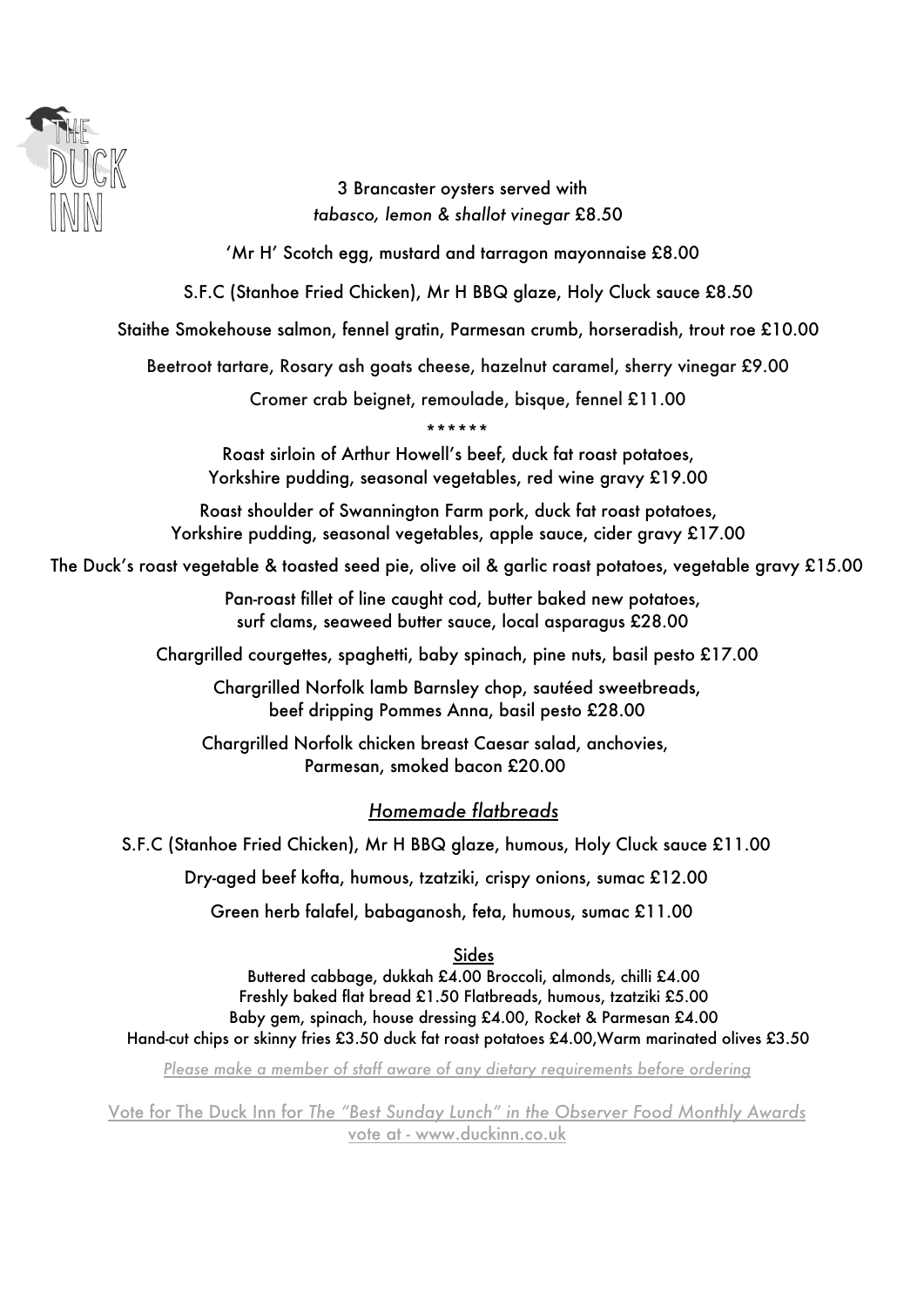THE DUCK INN

3 Brancaster oysters served with
*tabasco, lemon & shallot vinegar* £8.50

'Mr H' Scotch egg, mustard and tarragon mayonnaise £8.00

S.F.C (Stanhoe Fried Chicken), Mr H BBQ glaze, Holy Cluck sauce £8.50

Staithe Smokehouse salmon, fennel gratin, Parmesan crumb, horseradish, trout roe £10.00

Beetroot tartare, Rosary ash goats cheese, hazelnut caramel, sherry vinegar £9.00

Cromer crab beignet, remoulade, bisque, fennel £11.00

******

Roast sirloin of Arthur Howell's beef, duck fat roast potatoes,
Yorkshire pudding, seasonal vegetables, red wine gravy £19.00

Roast shoulder of Swannington Farm pork, duck fat roast potatoes,
Yorkshire pudding, seasonal vegetables, apple sauce, cider gravy £17.00

The Duck's roast vegetable & toasted seed pie, olive oil & garlic roast potatoes, vegetable gravy £15.00

Pan-roast fillet of line caught cod, butter baked new potatoes,
surf clams, seaweed butter sauce, local asparagus £28.00

Chargrilled courgettes, spaghetti, baby spinach, pine nuts, basil pesto £17.00

Chargrilled Norfolk lamb Barnsley chop, sautéed sweetbreads,
beef dripping Pommes Anna, basil pesto £28.00

Chargrilled Norfolk chicken breast Caesar salad, anchovies,
Parmesan, smoked bacon £20.00

## *Homemade flatbreads*

S.F.C (Stanhoe Fried Chicken), Mr H BBQ glaze, humous, Holy Cluck sauce £11.00

Dry-aged beef kofta, humous, tzatziki, crispy onions, sumac £12.00

Green herb falafel, babaganosh, feta, humous, sumac £11.00

## Sides

Buttered cabbage, dukkah £4.00 Broccoli, almonds, chilli £4.00
Freshly baked flat bread £1.50 Flatbreads, humous, tzatziki £5.00
Baby gem, spinach, house dressing £4.00, Rocket & Parmesan £4.00
Hand-cut chips or skinny fries £3.50 duck fat roast potatoes £4.00,Warm marinated olives £3.50

*Please make a member of staff aware of any dietary requirements before ordering*

Vote for The Duck Inn for *The "Best Sunday Lunch" in the Observer Food Monthly Awards*
vote at - www.duckinn.co.uk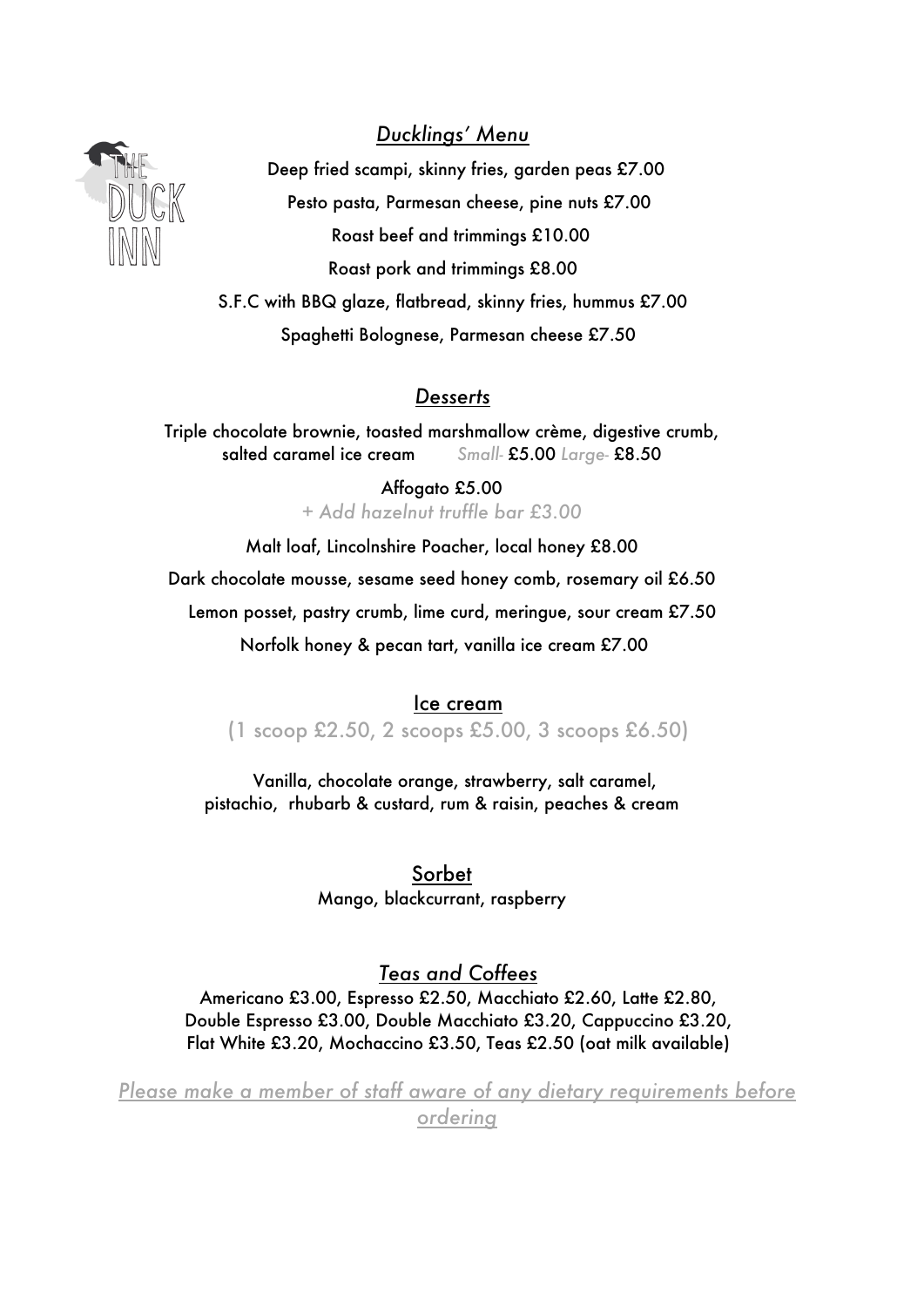THE DUCK INN

## *Ducklings' Menu*

Deep fried scampi, skinny fries, garden peas £7.00

Pesto pasta, Parmesan cheese, pine nuts £7.00

Roast beef and trimmings £10.00

Roast pork and trimmings £8.00

S.F.C with BBQ glaze, flatbread, skinny fries, hummus £7.00

Spaghetti Bolognese, Parmesan cheese £7.50

## *Desserts*

Triple chocolate brownie, toasted marshmallow crème, digestive crumb, salted caramel ice cream *Small-* £5.00 *Large-* £8.50

Affogato £5.00
*+ Add hazelnut truffle bar £3.00*

Malt loaf, Lincolnshire Poacher, local honey £8.00

Dark chocolate mousse, sesame seed honey comb, rosemary oil £6.50

Lemon posset, pastry crumb, lime curd, meringue, sour cream £7.50

Norfolk honey & pecan tart, vanilla ice cream £7.00

## Ice cream

(1 scoop £2.50, 2 scoops £5.00, 3 scoops £6.50)

Vanilla, chocolate orange, strawberry, salt caramel, pistachio, rhubarb & custard, rum & raisin, peaches & cream

## Sorbet

Mango, blackcurrant, raspberry

## *Teas and Coffees*

Americano £3.00, Espresso £2.50, Macchiato £2.60, Latte £2.80, Double Espresso £3.00, Double Macchiato £3.20, Cappuccino £3.20, Flat White £3.20, Mochaccino £3.50, Teas £2.50 (oat milk available)

*Please make a member of staff aware of any dietary requirements before ordering*